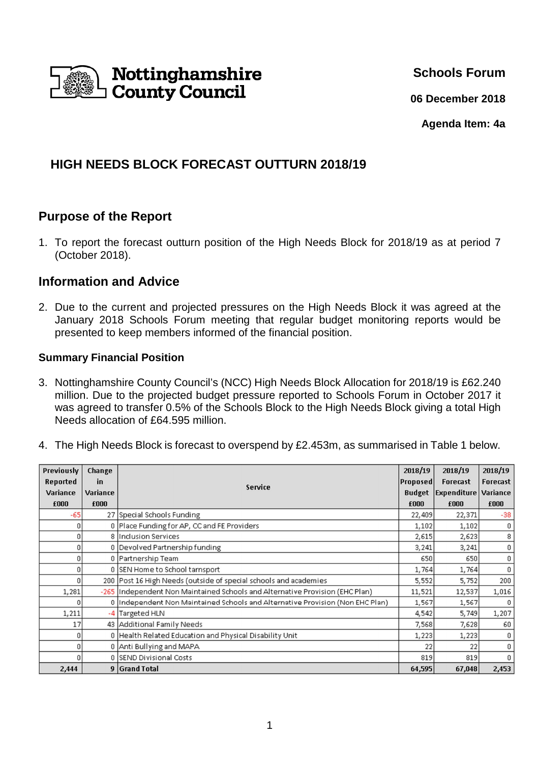Nottinghamshire County Council

**Schools Forum**

**06 December 2018**

**Agenda Item: 4a**

# HIGH NEEDS BLOCK FORECAST OUTTURN 2018/19

## Purpose of the Report

1. To report the forecast outturn position of the High Needs Block for 2018/19 as at period 7 (October 2018).

## Information and Advice

2. Due to the current and projected pressures on the High Needs Block it was agreed at the January 2018 Schools Forum meeting that regular budget monitoring reports would be presented to keep members informed of the financial position.

### Summary Financial Position

3. Nottinghamshire County Council's (NCC) High Needs Block Allocation for 2018/19 is £62.240 million. Due to the projected budget pressure reported to Schools Forum in October 2017 it was agreed to transfer 0.5% of the Schools Block to the High Needs Block giving a total High Needs allocation of £64.595 million.

4. The High Needs Block is forecast to overspend by £2.453m, as summarised in Table 1 below.

| Previously Reported Variance £000 | Change in Variance £000 | Service | 2018/19 Proposed Budget £000 | 2018/19 Forecast Expenditure £000 | 2018/19 Forecast Variance £000 |
|---|---|---|---|---|---|
| -65 | 27 | Special Schools Funding | 22,409 | 22,371 | -38 |
| 0 | 0 | Place Funding for AP, CC and FE Providers | 1,102 | 1,102 | 0 |
| 0 | 8 | Inclusion Services | 2,615 | 2,623 | 8 |
| 0 | 0 | Devolved Partnership funding | 3,241 | 3,241 | 0 |
| 0 | 0 | Partnership Team | 650 | 650 | 0 |
| 0 | 0 | SEN Home to School tarnsport | 1,764 | 1,764 | 0 |
| 0 | 200 | Post 16 High Needs (outside of special schools and academies | 5,552 | 5,752 | 200 |
| 1,281 | -265 | Independent Non Maintained Schools and Alternative Provision (EHC Plan) | 11,521 | 12,537 | 1,016 |
| 0 | 0 | Independent Non Maintained Schools and Alternative Provision (Non EHC Plan) | 1,567 | 1,567 | 0 |
| 1,211 | -4 | Targeted HLN | 4,542 | 5,749 | 1,207 |
| 17 | 43 | Additional Family Needs | 7,568 | 7,628 | 60 |
| 0 | 0 | Health Related Education and Physical Disability Unit | 1,223 | 1,223 | 0 |
| 0 | 0 | Anti Bullying and MAPA | 22 | 22 | 0 |
| 0 | 0 | SEND Divisional Costs | 819 | 819 | 0 |
| **2,444** | **9** | **Grand Total** | **64,595** | **67,048** | **2,453** |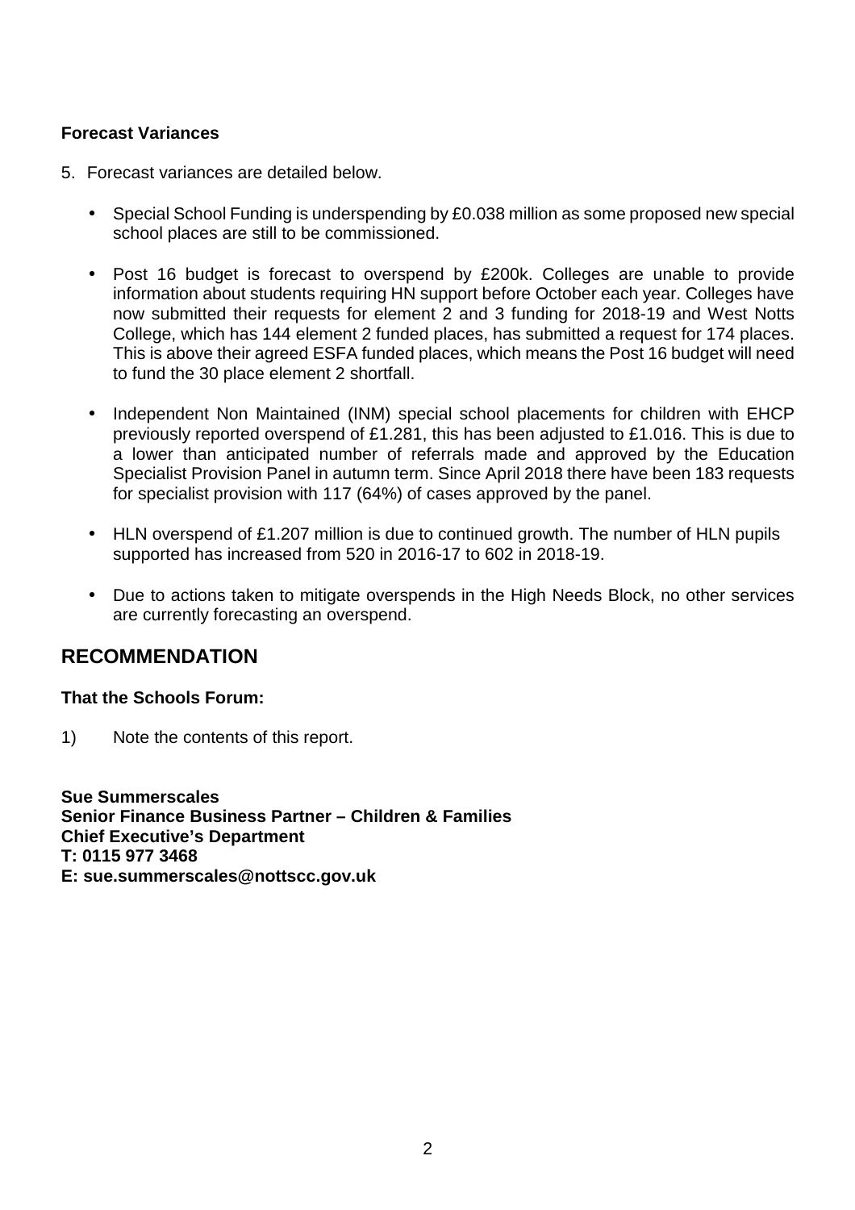**Forecast Variances**

5. Forecast variances are detailed below.

   - Special School Funding is underspending by £0.038 million as some proposed new special school places are still to be commissioned.

   - Post 16 budget is forecast to overspend by £200k. Colleges are unable to provide information about students requiring HN support before October each year. Colleges have now submitted their requests for element 2 and 3 funding for 2018-19 and West Notts College, which has 144 element 2 funded places, has submitted a request for 174 places. This is above their agreed ESFA funded places, which means the Post 16 budget will need to fund the 30 place element 2 shortfall.

   - Independent Non Maintained (INM) special school placements for children with EHCP previously reported overspend of £1.281, this has been adjusted to £1.016. This is due to a lower than anticipated number of referrals made and approved by the Education Specialist Provision Panel in autumn term. Since April 2018 there have been 183 requests for specialist provision with 117 (64%) of cases approved by the panel.

   - HLN overspend of £1.207 million is due to continued growth. The number of HLN pupils supported has increased from 520 in 2016-17 to 602 in 2018-19.

   - Due to actions taken to mitigate overspends in the High Needs Block, no other services are currently forecasting an overspend.

## RECOMMENDATION

**That the Schools Forum:**

1) Note the contents of this report.

**Sue Summerscales**
**Senior Finance Business Partner – Children & Families**
**Chief Executive's Department**
**T: 0115 977 3468**
**E: sue.summerscales@nottscc.gov.uk**